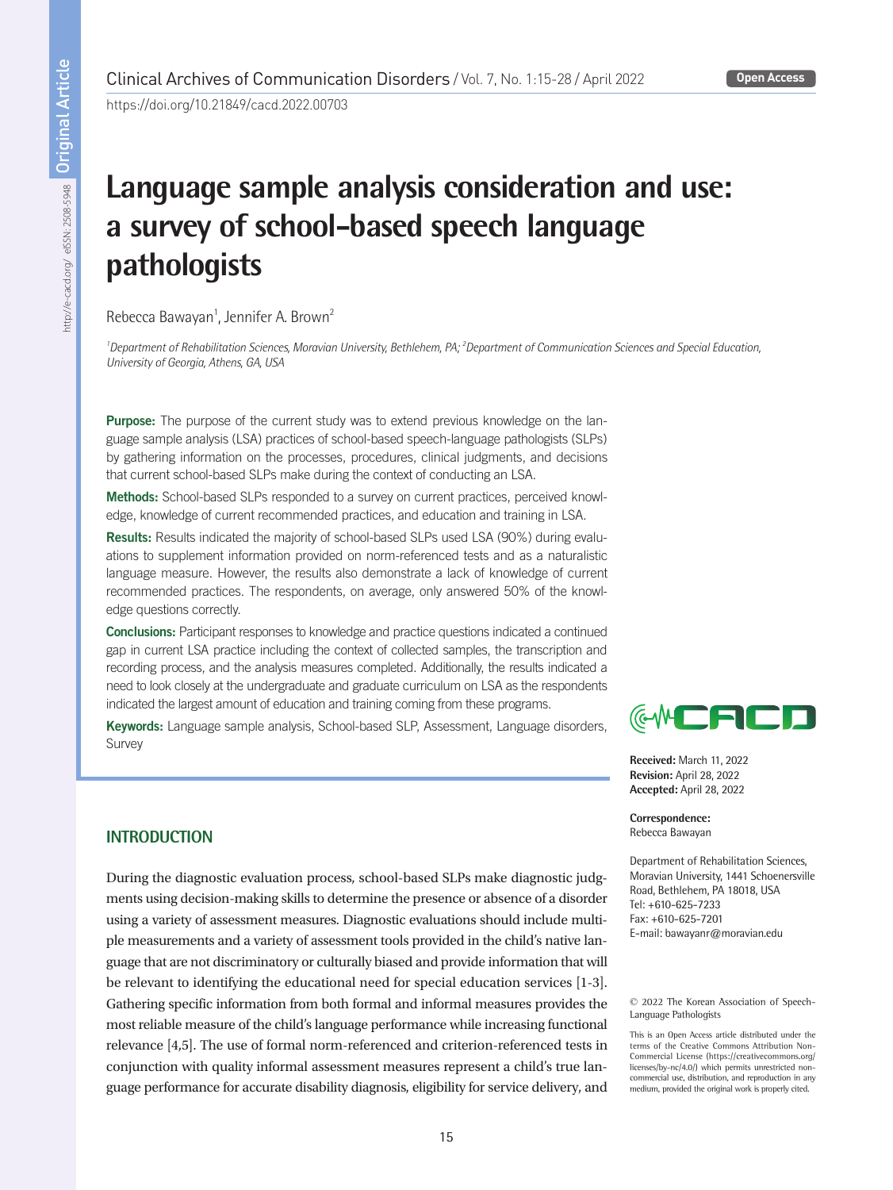https://doi.org/10.21849/cacd.2022.00703

# Language sample analysis consideration and use: a survey of school-based speech language pathologists

Rebecca Bawayan[1], Jennifer A. Brown[2]

[1]*Department of Rehabilitation Sciences, Moravian University, Bethlehem, PA;* [2]*Department of Communication Sciences and Special Education, University of Georgia, Athens, GA, USA*

**Purpose:** The purpose of the current study was to extend previous knowledge on the language sample analysis (LSA) practices of school-based speech-language pathologists (SLPs) by gathering information on the processes, procedures, clinical judgments, and decisions that current school-based SLPs make during the context of conducting an LSA.

**Methods:** School-based SLPs responded to a survey on current practices, perceived knowledge, knowledge of current recommended practices, and education and training in LSA.

**Results:** Results indicated the majority of school-based SLPs used LSA (90%) during evaluations to supplement information provided on norm-referenced tests and as a naturalistic language measure. However, the results also demonstrate a lack of knowledge of current recommended practices. The respondents, on average, only answered 50% of the knowledge questions correctly.

**Conclusions:** Participant responses to knowledge and practice questions indicated a continued gap in current LSA practice including the context of collected samples, the transcription and recording process, and the analysis measures completed. Additionally, the results indicated a need to look closely at the undergraduate and graduate curriculum on LSA as the respondents indicated the largest amount of education and training coming from these programs.

**Keywords:** Language sample analysis, School-based SLP, Assessment, Language disorders, Survey

**Received:** March 11, 2022
**Revision:** April 28, 2022
**Accepted:** April 28, 2022

**Correspondence:**
Rebecca Bawayan

Department of Rehabilitation Sciences, Moravian University, 1441 Schoenersville Road, Bethlehem, PA 18018, USA
Tel: +610-625-7233
Fax: +610-625-7201
E-mail: bawayanr@moravian.edu

© 2022 The Korean Association of Speech-Language Pathologists

This is an Open Access article distributed under the terms of the Creative Commons Attribution Non-Commercial License (https://creativecommons.org/licenses/by-nc/4.0/) which permits unrestricted non-commercial use, distribution, and reproduction in any medium, provided the original work is properly cited.

## INTRODUCTION

During the diagnostic evaluation process, school-based SLPs make diagnostic judgments using decision-making skills to determine the presence or absence of a disorder using a variety of assessment measures. Diagnostic evaluations should include multiple measurements and a variety of assessment tools provided in the child's native language that are not discriminatory or culturally biased and provide information that will be relevant to identifying the educational need for special education services [1-3]. Gathering specific information from both formal and informal measures provides the most reliable measure of the child's language performance while increasing functional relevance [4,5]. The use of formal norm-referenced and criterion-referenced tests in conjunction with quality informal assessment measures represent a child's true language performance for accurate disability diagnosis, eligibility for service delivery, and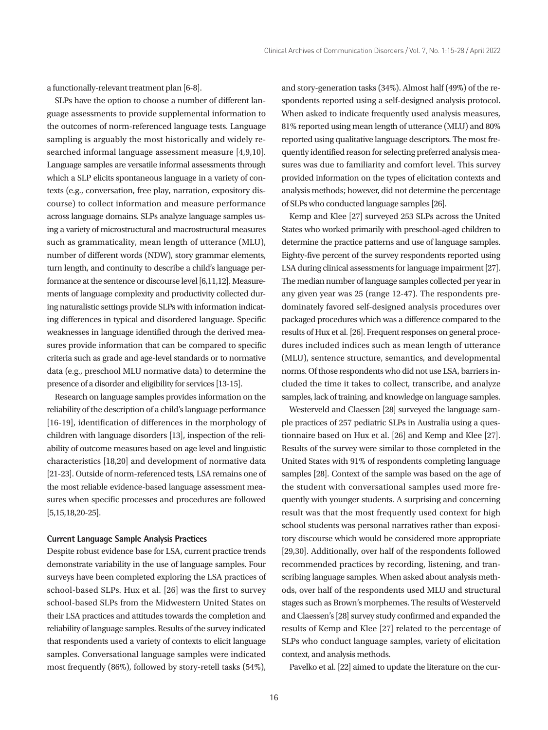a functionally-relevant treatment plan [6-8].

SLPs have the option to choose a number of different language assessments to provide supplemental information to the outcomes of norm-referenced language tests. Language sampling is arguably the most historically and widely researched informal language assessment measure [4,9,10]. Language samples are versatile informal assessments through which a SLP elicits spontaneous language in a variety of contexts (e.g., conversation, free play, narration, expository discourse) to collect information and measure performance across language domains. SLPs analyze language samples using a variety of microstructural and macrostructural measures such as grammaticality, mean length of utterance (MLU), number of different words (NDW), story grammar elements, turn length, and continuity to describe a child's language performance at the sentence or discourse level [6,11,12]. Measurements of language complexity and productivity collected during naturalistic settings provide SLPs with information indicating differences in typical and disordered language. Specific weaknesses in language identified through the derived measures provide information that can be compared to specific criteria such as grade and age-level standards or to normative data (e.g., preschool MLU normative data) to determine the presence of a disorder and eligibility for services [13-15].

Research on language samples provides information on the reliability of the description of a child's language performance [16-19], identification of differences in the morphology of children with language disorders [13], inspection of the reliability of outcome measures based on age level and linguistic characteristics [18,20] and development of normative data [21-23]. Outside of norm-referenced tests, LSA remains one of the most reliable evidence-based language assessment measures when specific processes and procedures are followed [5,15,18,20-25].

### Current Language Sample Analysis Practices

Despite robust evidence base for LSA, current practice trends demonstrate variability in the use of language samples. Four surveys have been completed exploring the LSA practices of school-based SLPs. Hux et al. [26] was the first to survey school-based SLPs from the Midwestern United States on their LSA practices and attitudes towards the completion and reliability of language samples. Results of the survey indicated that respondents used a variety of contexts to elicit language samples. Conversational language samples were indicated most frequently (86%), followed by story-retell tasks (54%), and story-generation tasks (34%). Almost half (49%) of the respondents reported using a self-designed analysis protocol. When asked to indicate frequently used analysis measures, 81% reported using mean length of utterance (MLU) and 80% reported using qualitative language descriptors. The most frequently identified reason for selecting preferred analysis measures was due to familiarity and comfort level. This survey provided information on the types of elicitation contexts and analysis methods; however, did not determine the percentage of SLPs who conducted language samples [26].

Kemp and Klee [27] surveyed 253 SLPs across the United States who worked primarily with preschool-aged children to determine the practice patterns and use of language samples. Eighty-five percent of the survey respondents reported using LSA during clinical assessments for language impairment [27]. The median number of language samples collected per year in any given year was 25 (range 12-47). The respondents predominately favored self-designed analysis procedures over packaged procedures which was a difference compared to the results of Hux et al. [26]. Frequent responses on general procedures included indices such as mean length of utterance (MLU), sentence structure, semantics, and developmental norms. Of those respondents who did not use LSA, barriers included the time it takes to collect, transcribe, and analyze samples, lack of training, and knowledge on language samples.

Westerveld and Claessen [28] surveyed the language sample practices of 257 pediatric SLPs in Australia using a questionnaire based on Hux et al. [26] and Kemp and Klee [27]. Results of the survey were similar to those completed in the United States with 91% of respondents completing language samples [28]. Context of the sample was based on the age of the student with conversational samples used more frequently with younger students. A surprising and concerning result was that the most frequently used context for high school students was personal narratives rather than expository discourse which would be considered more appropriate [29,30]. Additionally, over half of the respondents followed recommended practices by recording, listening, and transcribing language samples. When asked about analysis methods, over half of the respondents used MLU and structural stages such as Brown's morphemes. The results of Westerveld and Claessen's [28] survey study confirmed and expanded the results of Kemp and Klee [27] related to the percentage of SLPs who conduct language samples, variety of elicitation context, and analysis methods.

Pavelko et al. [22] aimed to update the literature on the cur-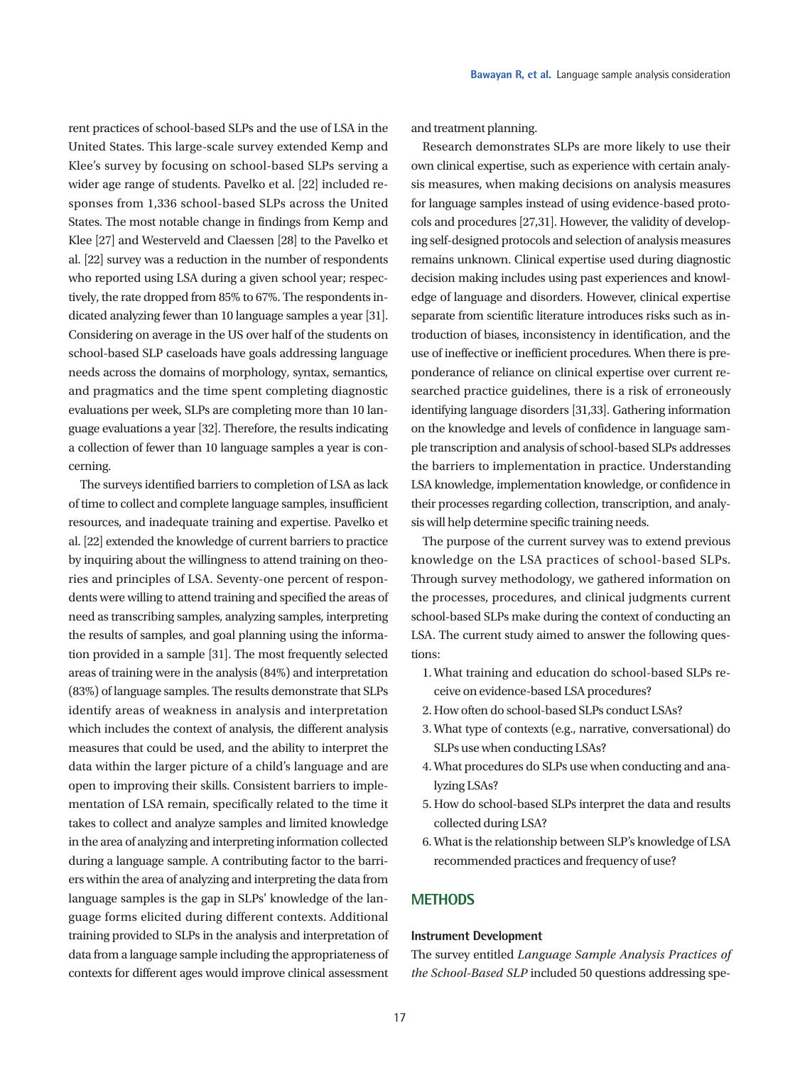rent practices of school-based SLPs and the use of LSA in the United States. This large-scale survey extended Kemp and Klee's survey by focusing on school-based SLPs serving a wider age range of students. Pavelko et al. [22] included responses from 1,336 school-based SLPs across the United States. The most notable change in findings from Kemp and Klee [27] and Westerveld and Claessen [28] to the Pavelko et al. [22] survey was a reduction in the number of respondents who reported using LSA during a given school year; respectively, the rate dropped from 85% to 67%. The respondents indicated analyzing fewer than 10 language samples a year [31]. Considering on average in the US over half of the students on school-based SLP caseloads have goals addressing language needs across the domains of morphology, syntax, semantics, and pragmatics and the time spent completing diagnostic evaluations per week, SLPs are completing more than 10 language evaluations a year [32]. Therefore, the results indicating a collection of fewer than 10 language samples a year is concerning.

The surveys identified barriers to completion of LSA as lack of time to collect and complete language samples, insufficient resources, and inadequate training and expertise. Pavelko et al. [22] extended the knowledge of current barriers to practice by inquiring about the willingness to attend training on theories and principles of LSA. Seventy-one percent of respondents were willing to attend training and specified the areas of need as transcribing samples, analyzing samples, interpreting the results of samples, and goal planning using the information provided in a sample [31]. The most frequently selected areas of training were in the analysis (84%) and interpretation (83%) of language samples. The results demonstrate that SLPs identify areas of weakness in analysis and interpretation which includes the context of analysis, the different analysis measures that could be used, and the ability to interpret the data within the larger picture of a child's language and are open to improving their skills. Consistent barriers to implementation of LSA remain, specifically related to the time it takes to collect and analyze samples and limited knowledge in the area of analyzing and interpreting information collected during a language sample. A contributing factor to the barriers within the area of analyzing and interpreting the data from language samples is the gap in SLPs' knowledge of the language forms elicited during different contexts. Additional training provided to SLPs in the analysis and interpretation of data from a language sample including the appropriateness of contexts for different ages would improve clinical assessment and treatment planning.

Research demonstrates SLPs are more likely to use their own clinical expertise, such as experience with certain analysis measures, when making decisions on analysis measures for language samples instead of using evidence-based protocols and procedures [27,31]. However, the validity of developing self-designed protocols and selection of analysis measures remains unknown. Clinical expertise used during diagnostic decision making includes using past experiences and knowledge of language and disorders. However, clinical expertise separate from scientific literature introduces risks such as introduction of biases, inconsistency in identification, and the use of ineffective or inefficient procedures. When there is preponderance of reliance on clinical expertise over current researched practice guidelines, there is a risk of erroneously identifying language disorders [31,33]. Gathering information on the knowledge and levels of confidence in language sample transcription and analysis of school-based SLPs addresses the barriers to implementation in practice. Understanding LSA knowledge, implementation knowledge, or confidence in their processes regarding collection, transcription, and analysis will help determine specific training needs.

The purpose of the current survey was to extend previous knowledge on the LSA practices of school-based SLPs. Through survey methodology, we gathered information on the processes, procedures, and clinical judgments current school-based SLPs make during the context of conducting an LSA. The current study aimed to answer the following questions:

1. What training and education do school-based SLPs receive on evidence-based LSA procedures?
2. How often do school-based SLPs conduct LSAs?
3. What type of contexts (e.g., narrative, conversational) do SLPs use when conducting LSAs?
4. What procedures do SLPs use when conducting and analyzing LSAs?
5. How do school-based SLPs interpret the data and results collected during LSA?
6. What is the relationship between SLP's knowledge of LSA recommended practices and frequency of use?

## METHODS

### Instrument Development

The survey entitled *Language Sample Analysis Practices of the School-Based SLP* included 50 questions addressing spe-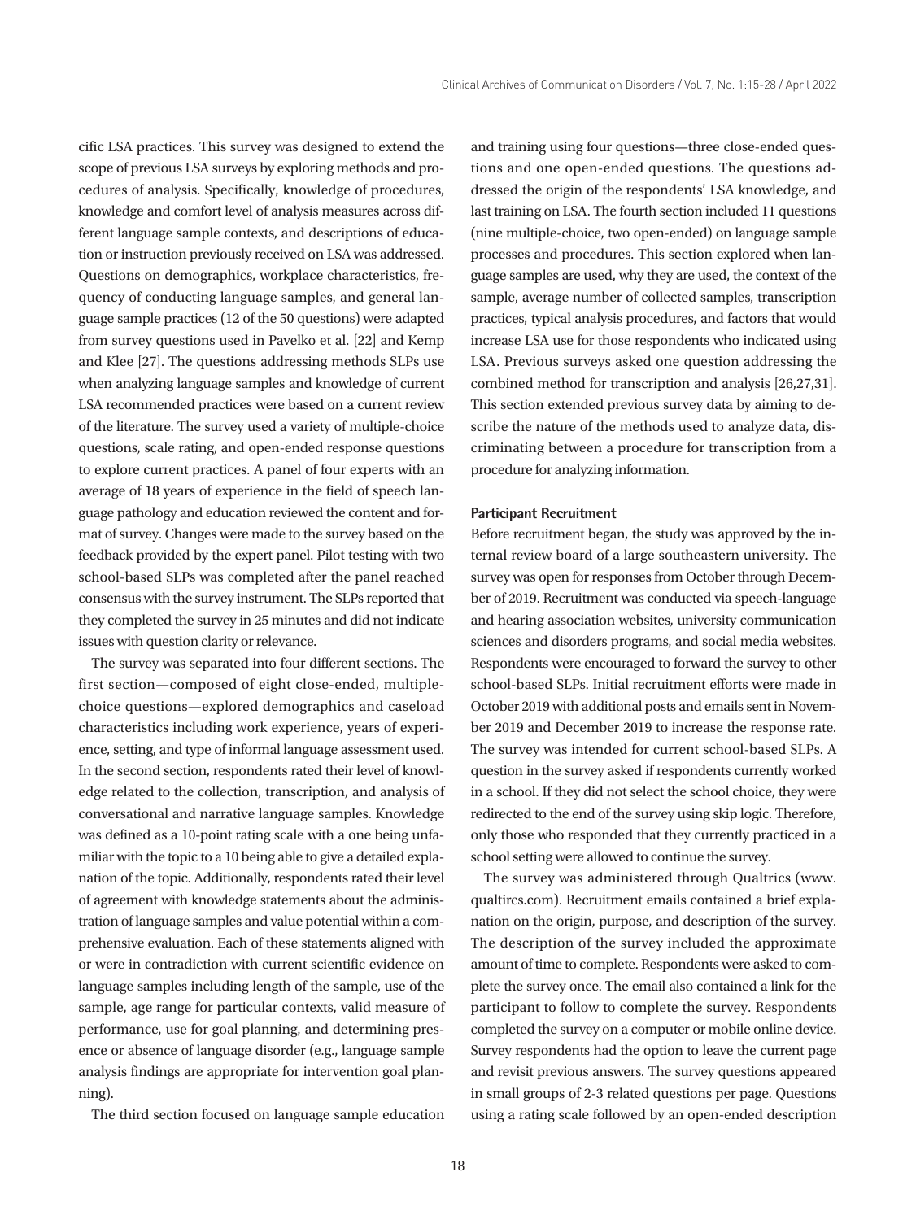cific LSA practices. This survey was designed to extend the scope of previous LSA surveys by exploring methods and procedures of analysis. Specifically, knowledge of procedures, knowledge and comfort level of analysis measures across different language sample contexts, and descriptions of education or instruction previously received on LSA was addressed. Questions on demographics, workplace characteristics, frequency of conducting language samples, and general language sample practices (12 of the 50 questions) were adapted from survey questions used in Pavelko et al. [22] and Kemp and Klee [27]. The questions addressing methods SLPs use when analyzing language samples and knowledge of current LSA recommended practices were based on a current review of the literature. The survey used a variety of multiple-choice questions, scale rating, and open-ended response questions to explore current practices. A panel of four experts with an average of 18 years of experience in the field of speech language pathology and education reviewed the content and format of survey. Changes were made to the survey based on the feedback provided by the expert panel. Pilot testing with two school-based SLPs was completed after the panel reached consensus with the survey instrument. The SLPs reported that they completed the survey in 25 minutes and did not indicate issues with question clarity or relevance.

The survey was separated into four different sections. The first section—composed of eight close-ended, multiple-choice questions—explored demographics and caseload characteristics including work experience, years of experience, setting, and type of informal language assessment used. In the second section, respondents rated their level of knowledge related to the collection, transcription, and analysis of conversational and narrative language samples. Knowledge was defined as a 10-point rating scale with a one being unfamiliar with the topic to a 10 being able to give a detailed explanation of the topic. Additionally, respondents rated their level of agreement with knowledge statements about the administration of language samples and value potential within a comprehensive evaluation. Each of these statements aligned with or were in contradiction with current scientific evidence on language samples including length of the sample, use of the sample, age range for particular contexts, valid measure of performance, use for goal planning, and determining presence or absence of language disorder (e.g., language sample analysis findings are appropriate for intervention goal planning).

The third section focused on language sample education and training using four questions—three close-ended questions and one open-ended questions. The questions addressed the origin of the respondents' LSA knowledge, and last training on LSA. The fourth section included 11 questions (nine multiple-choice, two open-ended) on language sample processes and procedures. This section explored when language samples are used, why they are used, the context of the sample, average number of collected samples, transcription practices, typical analysis procedures, and factors that would increase LSA use for those respondents who indicated using LSA. Previous surveys asked one question addressing the combined method for transcription and analysis [26,27,31]. This section extended previous survey data by aiming to describe the nature of the methods used to analyze data, discriminating between a procedure for transcription from a procedure for analyzing information.

#### Participant Recruitment

Before recruitment began, the study was approved by the internal review board of a large southeastern university. The survey was open for responses from October through December of 2019. Recruitment was conducted via speech-language and hearing association websites, university communication sciences and disorders programs, and social media websites. Respondents were encouraged to forward the survey to other school-based SLPs. Initial recruitment efforts were made in October 2019 with additional posts and emails sent in November 2019 and December 2019 to increase the response rate. The survey was intended for current school-based SLPs. A question in the survey asked if respondents currently worked in a school. If they did not select the school choice, they were redirected to the end of the survey using skip logic. Therefore, only those who responded that they currently practiced in a school setting were allowed to continue the survey.

The survey was administered through Qualtrics (www.qualtircs.com). Recruitment emails contained a brief explanation on the origin, purpose, and description of the survey. The description of the survey included the approximate amount of time to complete. Respondents were asked to complete the survey once. The email also contained a link for the participant to follow to complete the survey. Respondents completed the survey on a computer or mobile online device. Survey respondents had the option to leave the current page and revisit previous answers. The survey questions appeared in small groups of 2-3 related questions per page. Questions using a rating scale followed by an open-ended description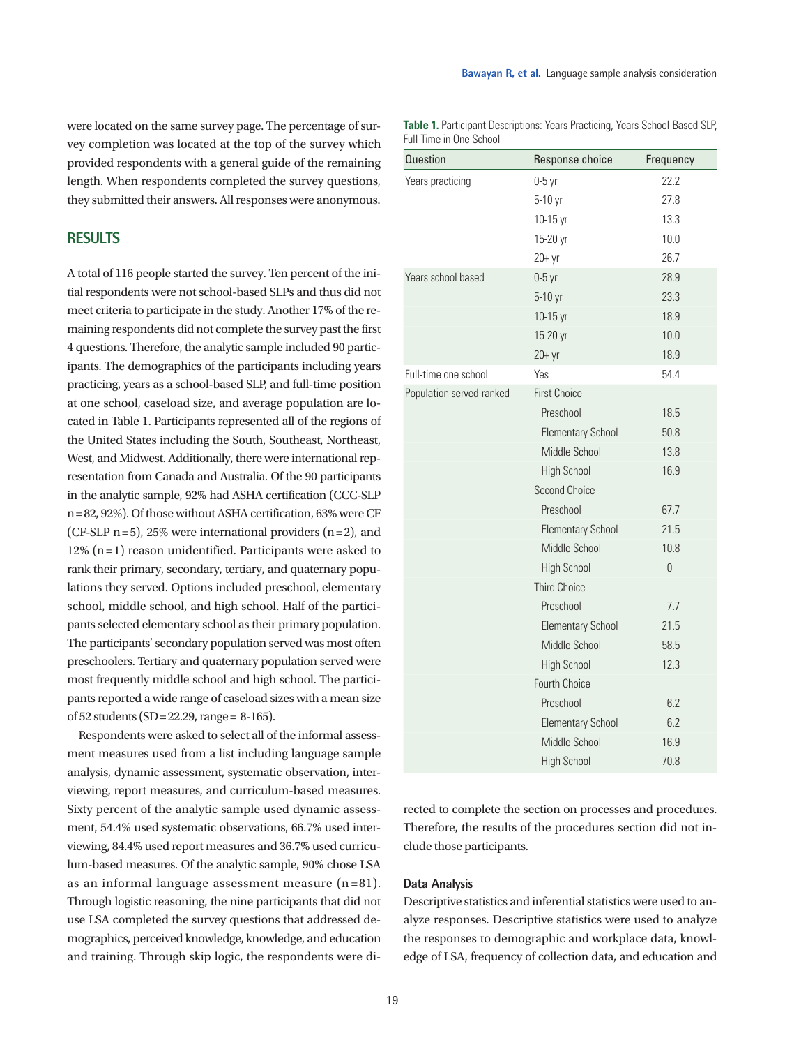were located on the same survey page. The percentage of survey completion was located at the top of the survey which provided respondents with a general guide of the remaining length. When respondents completed the survey questions, they submitted their answers. All responses were anonymous.

## RESULTS

A total of 116 people started the survey. Ten percent of the initial respondents were not school-based SLPs and thus did not meet criteria to participate in the study. Another 17% of the remaining respondents did not complete the survey past the first 4 questions. Therefore, the analytic sample included 90 participants. The demographics of the participants including years practicing, years as a school-based SLP, and full-time position at one school, caseload size, and average population are located in Table 1. Participants represented all of the regions of the United States including the South, Southeast, Northeast, West, and Midwest. Additionally, there were international representation from Canada and Australia. Of the 90 participants in the analytic sample, 92% had ASHA certification (CCC-SLP n=82, 92%). Of those without ASHA certification, 63% were CF (CF-SLP n=5), 25% were international providers (n=2), and 12% (n=1) reason unidentified. Participants were asked to rank their primary, secondary, tertiary, and quaternary populations they served. Options included preschool, elementary school, middle school, and high school. Half of the participants selected elementary school as their primary population. The participants' secondary population served was most often preschoolers. Tertiary and quaternary population served were most frequently middle school and high school. The participants reported a wide range of caseload sizes with a mean size of 52 students (SD=22.29, range= 8-165).

Respondents were asked to select all of the informal assessment measures used from a list including language sample analysis, dynamic assessment, systematic observation, interviewing, report measures, and curriculum-based measures. Sixty percent of the analytic sample used dynamic assessment, 54.4% used systematic observations, 66.7% used interviewing, 84.4% used report measures and 36.7% used curriculum-based measures. Of the analytic sample, 90% chose LSA as an informal language assessment measure (n=81). Through logistic reasoning, the nine participants that did not use LSA completed the survey questions that addressed demographics, perceived knowledge, knowledge, and education and training. Through skip logic, the respondents were directed to complete the section on processes and procedures. Therefore, the results of the procedures section did not include those participants.

**Table 1.** Participant Descriptions: Years Practicing, Years School-Based SLP, Full-Time in One School

| Question | Response choice | Frequency |
|---|---|---|
| Years practicing | 0-5 yr | 22.2 |
| | 5-10 yr | 27.8 |
| | 10-15 yr | 13.3 |
| | 15-20 yr | 10.0 |
| | 20+ yr | 26.7 |
| Years school based | 0-5 yr | 28.9 |
| | 5-10 yr | 23.3 |
| | 10-15 yr | 18.9 |
| | 15-20 yr | 10.0 |
| | 20+ yr | 18.9 |
| Full-time one school | Yes | 54.4 |
| Population served-ranked | First Choice | |
| | Preschool | 18.5 |
| | Elementary School | 50.8 |
| | Middle School | 13.8 |
| | High School | 16.9 |
| | Second Choice | |
| | Preschool | 67.7 |
| | Elementary School | 21.5 |
| | Middle School | 10.8 |
| | High School | 0 |
| | Third Choice | |
| | Preschool | 7.7 |
| | Elementary School | 21.5 |
| | Middle School | 58.5 |
| | High School | 12.3 |
| | Fourth Choice | |
| | Preschool | 6.2 |
| | Elementary School | 6.2 |
| | Middle School | 16.9 |
| | High School | 70.8 |

### Data Analysis

Descriptive statistics and inferential statistics were used to analyze responses. Descriptive statistics were used to analyze the responses to demographic and workplace data, knowledge of LSA, frequency of collection data, and education and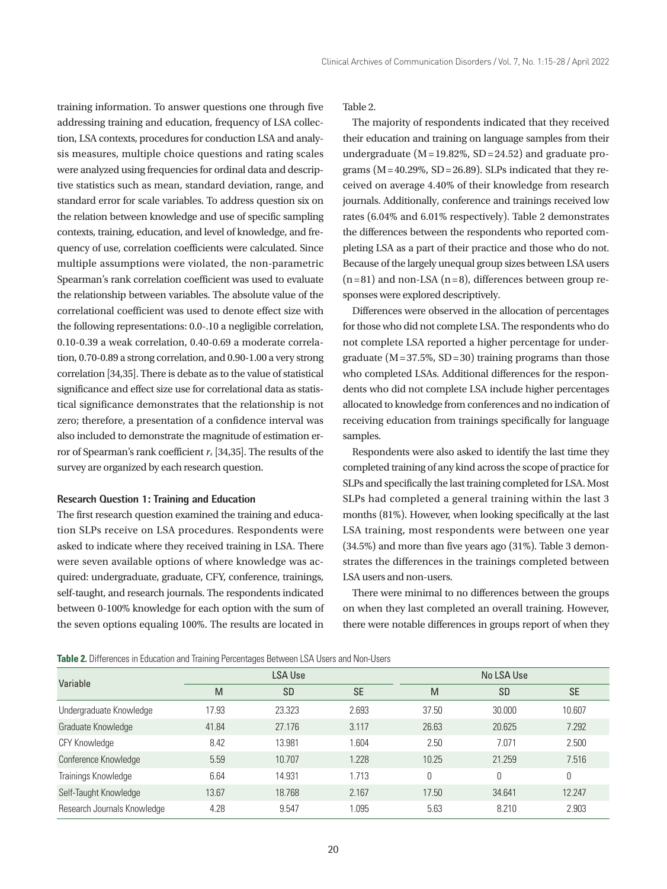training information. To answer questions one through five addressing training and education, frequency of LSA collection, LSA contexts, procedures for conduction LSA and analysis measures, multiple choice questions and rating scales were analyzed using frequencies for ordinal data and descriptive statistics such as mean, standard deviation, range, and standard error for scale variables. To address question six on the relation between knowledge and use of specific sampling contexts, training, education, and level of knowledge, and frequency of use, correlation coefficients were calculated. Since multiple assumptions were violated, the non-parametric Spearman's rank correlation coefficient was used to evaluate the relationship between variables. The absolute value of the correlational coefficient was used to denote effect size with the following representations: 0.0-.10 a negligible correlation, 0.10-0.39 a weak correlation, 0.40-0.69 a moderate correlation, 0.70-0.89 a strong correlation, and 0.90-1.00 a very strong correlation [34,35]. There is debate as to the value of statistical significance and effect size use for correlational data as statistical significance demonstrates that the relationship is not zero; therefore, a presentation of a confidence interval was also included to demonstrate the magnitude of estimation error of Spearman's rank coefficient $r_s$ [34,35]. The results of the survey are organized by each research question.

**Research Question 1: Training and Education**

The first research question examined the training and education SLPs receive on LSA procedures. Respondents were asked to indicate where they received training in LSA. There were seven available options of where knowledge was acquired: undergraduate, graduate, CFY, conference, trainings, self-taught, and research journals. The respondents indicated between 0-100% knowledge for each option with the sum of the seven options equaling 100%. The results are located in Table 2.

The majority of respondents indicated that they received their education and training on language samples from their undergraduate (M=19.82%, SD=24.52) and graduate programs (M=40.29%, SD=26.89). SLPs indicated that they received on average 4.40% of their knowledge from research journals. Additionally, conference and trainings received low rates (6.04% and 6.01% respectively). Table 2 demonstrates the differences between the respondents who reported completing LSA as a part of their practice and those who do not. Because of the largely unequal group sizes between LSA users (n=81) and non-LSA (n=8), differences between group responses were explored descriptively.

Differences were observed in the allocation of percentages for those who did not complete LSA. The respondents who do not complete LSA reported a higher percentage for undergraduate (M=37.5%, SD=30) training programs than those who completed LSAs. Additional differences for the respondents who did not complete LSA include higher percentages allocated to knowledge from conferences and no indication of receiving education from trainings specifically for language samples.

Respondents were also asked to identify the last time they completed training of any kind across the scope of practice for SLPs and specifically the last training completed for LSA. Most SLPs had completed a general training within the last 3 months (81%). However, when looking specifically at the last LSA training, most respondents were between one year (34.5%) and more than five years ago (31%). Table 3 demonstrates the differences in the trainings completed between LSA users and non-users.

There were minimal to no differences between the groups on when they last completed an overall training. However, there were notable differences in groups report of when they

**Table 2.** Differences in Education and Training Percentages Between LSA Users and Non-Users

| Variable | LSA Use | | | No LSA Use | | |
|---|---|---|---|---|---|---|
| | M | SD | SE | M | SD | SE |
| Undergraduate Knowledge | 17.93 | 23.323 | 2.693 | 37.50 | 30.000 | 10.607 |
| Graduate Knowledge | 41.84 | 27.176 | 3.117 | 26.63 | 20.625 | 7.292 |
| CFY Knowledge | 8.42 | 13.981 | 1.604 | 2.50 | 7.071 | 2.500 |
| Conference Knowledge | 5.59 | 10.707 | 1.228 | 10.25 | 21.259 | 7.516 |
| Trainings Knowledge | 6.64 | 14.931 | 1.713 | 0 | 0 | 0 |
| Self-Taught Knowledge | 13.67 | 18.768 | 2.167 | 17.50 | 34.641 | 12.247 |
| Research Journals Knowledge | 4.28 | 9.547 | 1.095 | 5.63 | 8.210 | 2.903 |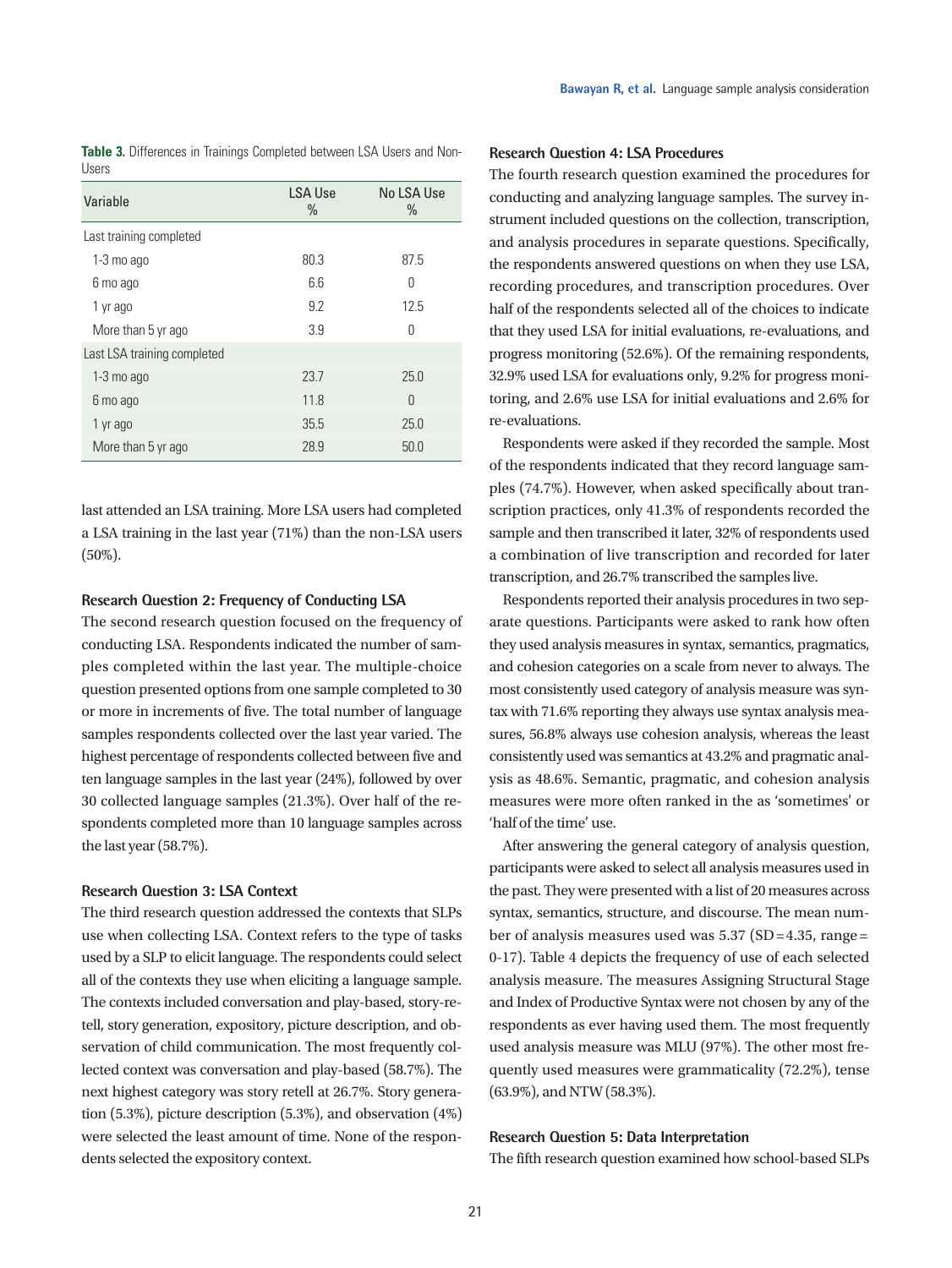**Table 3.** Differences in Trainings Completed between LSA Users and Non-Users

| Variable | LSA Use % | No LSA Use % |
|---|---|---|
| Last training completed | | |
| 1-3 mo ago | 80.3 | 87.5 |
| 6 mo ago | 6.6 | 0 |
| 1 yr ago | 9.2 | 12.5 |
| More than 5 yr ago | 3.9 | 0 |
| Last LSA training completed | | |
| 1-3 mo ago | 23.7 | 25.0 |
| 6 mo ago | 11.8 | 0 |
| 1 yr ago | 35.5 | 25.0 |
| More than 5 yr ago | 28.9 | 50.0 |

last attended an LSA training. More LSA users had completed a LSA training in the last year (71%) than the non-LSA users (50%).

### Research Question 2: Frequency of Conducting LSA

The second research question focused on the frequency of conducting LSA. Respondents indicated the number of samples completed within the last year. The multiple-choice question presented options from one sample completed to 30 or more in increments of five. The total number of language samples respondents collected over the last year varied. The highest percentage of respondents collected between five and ten language samples in the last year (24%), followed by over 30 collected language samples (21.3%). Over half of the respondents completed more than 10 language samples across the last year (58.7%).

### Research Question 3: LSA Context

The third research question addressed the contexts that SLPs use when collecting LSA. Context refers to the type of tasks used by a SLP to elicit language. The respondents could select all of the contexts they use when eliciting a language sample. The contexts included conversation and play-based, story-retell, story generation, expository, picture description, and observation of child communication. The most frequently collected context was conversation and play-based (58.7%). The next highest category was story retell at 26.7%. Story generation (5.3%), picture description (5.3%), and observation (4%) were selected the least amount of time. None of the respondents selected the expository context.

### Research Question 4: LSA Procedures

The fourth research question examined the procedures for conducting and analyzing language samples. The survey instrument included questions on the collection, transcription, and analysis procedures in separate questions. Specifically, the respondents answered questions on when they use LSA, recording procedures, and transcription procedures. Over half of the respondents selected all of the choices to indicate that they used LSA for initial evaluations, re-evaluations, and progress monitoring (52.6%). Of the remaining respondents, 32.9% used LSA for evaluations only, 9.2% for progress monitoring, and 2.6% use LSA for initial evaluations and 2.6% for re-evaluations.

Respondents were asked if they recorded the sample. Most of the respondents indicated that they record language samples (74.7%). However, when asked specifically about transcription practices, only 41.3% of respondents recorded the sample and then transcribed it later, 32% of respondents used a combination of live transcription and recorded for later transcription, and 26.7% transcribed the samples live.

Respondents reported their analysis procedures in two separate questions. Participants were asked to rank how often they used analysis measures in syntax, semantics, pragmatics, and cohesion categories on a scale from never to always. The most consistently used category of analysis measure was syntax with 71.6% reporting they always use syntax analysis measures, 56.8% always use cohesion analysis, whereas the least consistently used was semantics at 43.2% and pragmatic analysis as 48.6%. Semantic, pragmatic, and cohesion analysis measures were more often ranked in the as 'sometimes' or 'half of the time' use.

After answering the general category of analysis question, participants were asked to select all analysis measures used in the past. They were presented with a list of 20 measures across syntax, semantics, structure, and discourse. The mean number of analysis measures used was 5.37 (SD = 4.35, range = 0-17). Table 4 depicts the frequency of use of each selected analysis measure. The measures Assigning Structural Stage and Index of Productive Syntax were not chosen by any of the respondents as ever having used them. The most frequently used analysis measure was MLU (97%). The other most frequently used measures were grammaticality (72.2%), tense (63.9%), and NTW (58.3%).

### Research Question 5: Data Interpretation

The fifth research question examined how school-based SLPs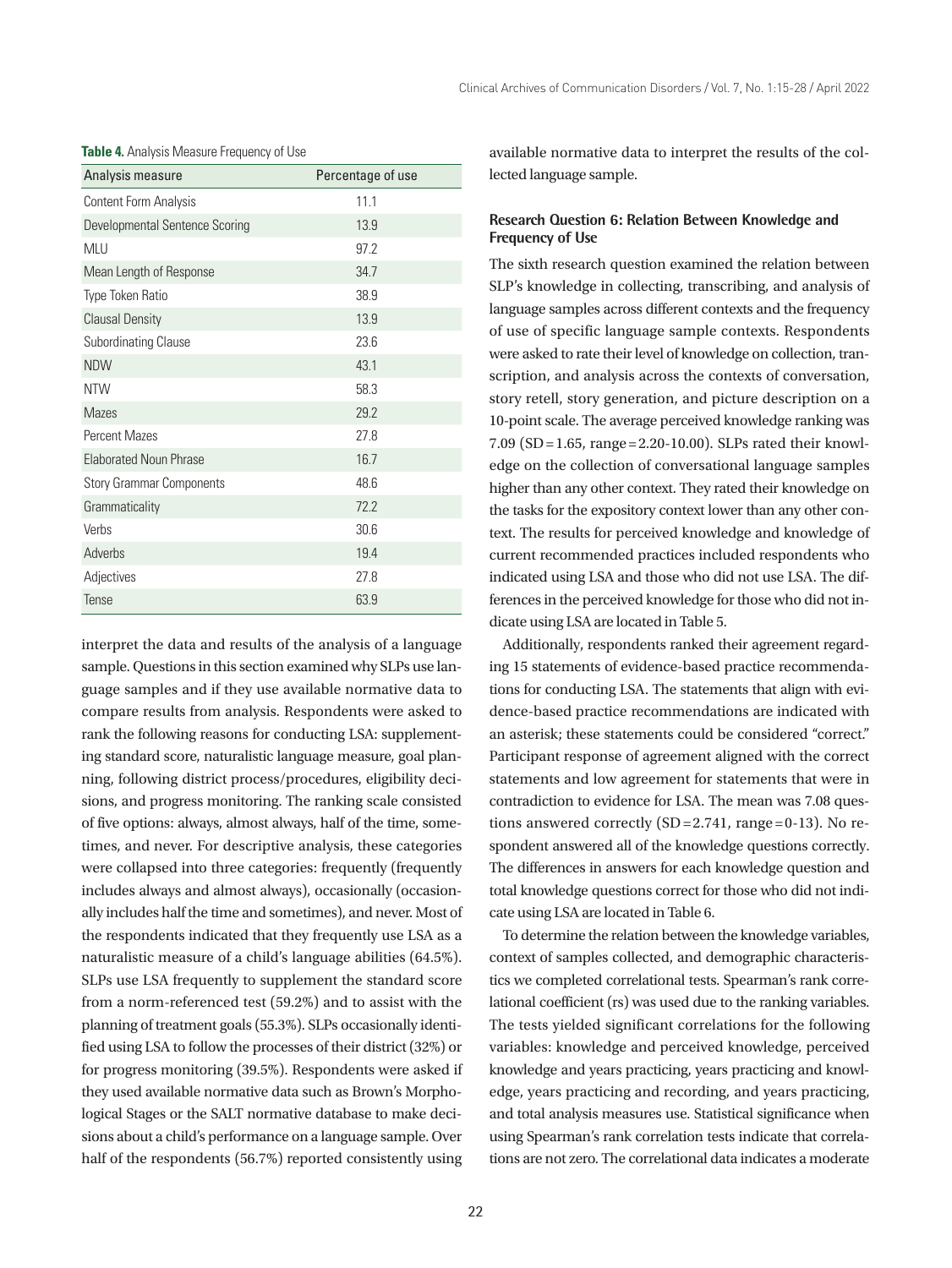**Table 4.** Analysis Measure Frequency of Use

| Analysis measure | Percentage of use |
|---|---|
| Content Form Analysis | 11.1 |
| Developmental Sentence Scoring | 13.9 |
| MLU | 97.2 |
| Mean Length of Response | 34.7 |
| Type Token Ratio | 38.9 |
| Clausal Density | 13.9 |
| Subordinating Clause | 23.6 |
| NDW | 43.1 |
| NTW | 58.3 |
| Mazes | 29.2 |
| Percent Mazes | 27.8 |
| Elaborated Noun Phrase | 16.7 |
| Story Grammar Components | 48.6 |
| Grammaticality | 72.2 |
| Verbs | 30.6 |
| Adverbs | 19.4 |
| Adjectives | 27.8 |
| Tense | 63.9 |

interpret the data and results of the analysis of a language sample. Questions in this section examined why SLPs use language samples and if they use available normative data to compare results from analysis. Respondents were asked to rank the following reasons for conducting LSA: supplementing standard score, naturalistic language measure, goal planning, following district process/procedures, eligibility decisions, and progress monitoring. The ranking scale consisted of five options: always, almost always, half of the time, sometimes, and never. For descriptive analysis, these categories were collapsed into three categories: frequently (frequently includes always and almost always), occasionally (occasionally includes half the time and sometimes), and never. Most of the respondents indicated that they frequently use LSA as a naturalistic measure of a child's language abilities (64.5%). SLPs use LSA frequently to supplement the standard score from a norm-referenced test (59.2%) and to assist with the planning of treatment goals (55.3%). SLPs occasionally identified using LSA to follow the processes of their district (32%) or for progress monitoring (39.5%). Respondents were asked if they used available normative data such as Brown's Morphological Stages or the SALT normative database to make decisions about a child's performance on a language sample. Over half of the respondents (56.7%) reported consistently using available normative data to interpret the results of the collected language sample.

#### Research Question 6: Relation Between Knowledge and Frequency of Use

The sixth research question examined the relation between SLP's knowledge in collecting, transcribing, and analysis of language samples across different contexts and the frequency of use of specific language sample contexts. Respondents were asked to rate their level of knowledge on collection, transcription, and analysis across the contexts of conversation, story retell, story generation, and picture description on a 10-point scale. The average perceived knowledge ranking was 7.09 (SD = 1.65, range = 2.20-10.00). SLPs rated their knowledge on the collection of conversational language samples higher than any other context. They rated their knowledge on the tasks for the expository context lower than any other context. The results for perceived knowledge and knowledge of current recommended practices included respondents who indicated using LSA and those who did not use LSA. The differences in the perceived knowledge for those who did not indicate using LSA are located in Table 5.

Additionally, respondents ranked their agreement regarding 15 statements of evidence-based practice recommendations for conducting LSA. The statements that align with evidence-based practice recommendations are indicated with an asterisk; these statements could be considered "correct." Participant response of agreement aligned with the correct statements and low agreement for statements that were in contradiction to evidence for LSA. The mean was 7.08 questions answered correctly (SD = 2.741, range = 0-13). No respondent answered all of the knowledge questions correctly. The differences in answers for each knowledge question and total knowledge questions correct for those who did not indicate using LSA are located in Table 6.

To determine the relation between the knowledge variables, context of samples collected, and demographic characteristics we completed correlational tests. Spearman's rank correlational coefficient (rs) was used due to the ranking variables. The tests yielded significant correlations for the following variables: knowledge and perceived knowledge, perceived knowledge and years practicing, years practicing and knowledge, years practicing and recording, and years practicing, and total analysis measures use. Statistical significance when using Spearman's rank correlation tests indicate that correlations are not zero. The correlational data indicates a moderate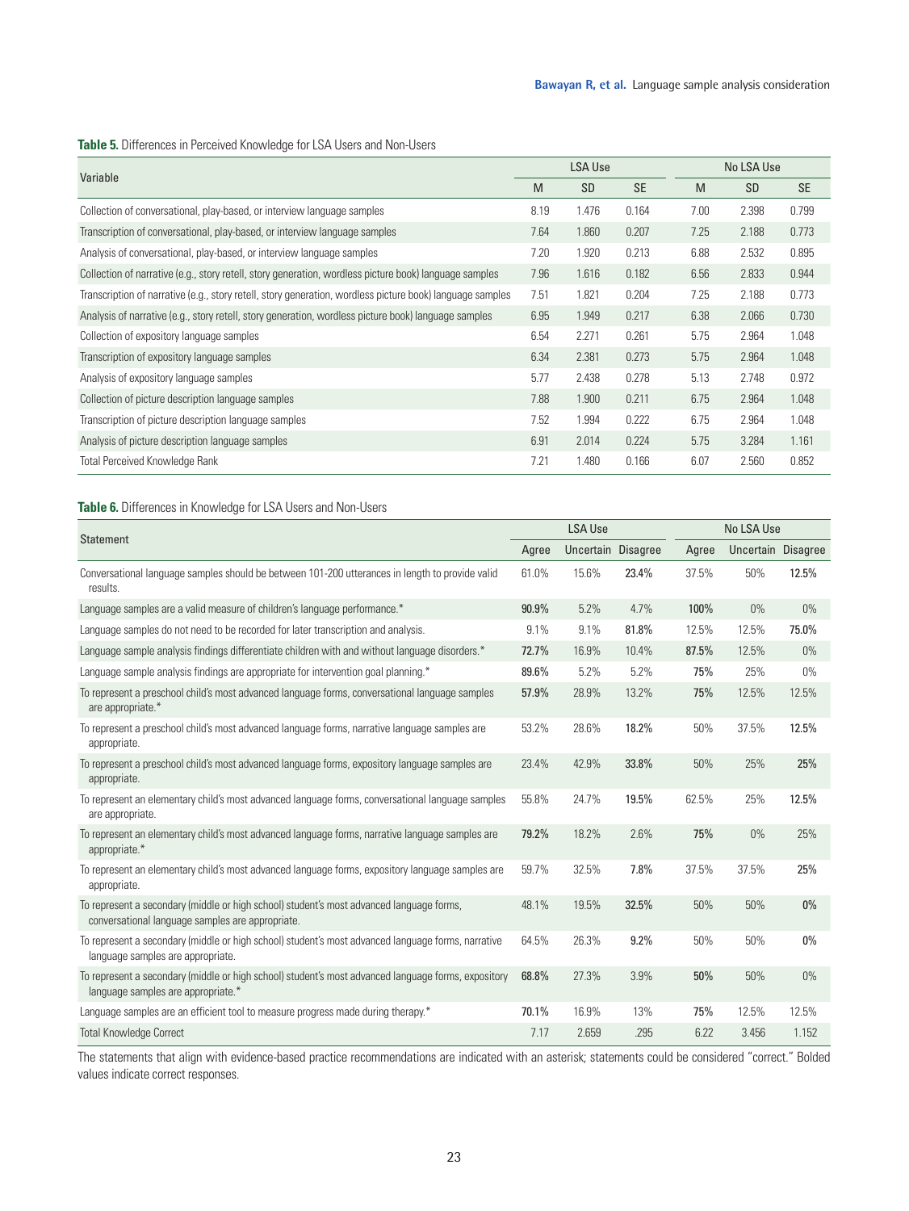**Table 5.** Differences in Perceived Knowledge for LSA Users and Non-Users

| Variable | LSA Use | | | No LSA Use | | |
|---|---|---|---|---|---|---|
| | M | SD | SE | M | SD | SE |
| Collection of conversational, play-based, or interview language samples | 8.19 | 1.476 | 0.164 | 7.00 | 2.398 | 0.799 |
| Transcription of conversational, play-based, or interview language samples | 7.64 | 1.860 | 0.207 | 7.25 | 2.188 | 0.773 |
| Analysis of conversational, play-based, or interview language samples | 7.20 | 1.920 | 0.213 | 6.88 | 2.532 | 0.895 |
| Collection of narrative (e.g., story retell, story generation, wordless picture book) language samples | 7.96 | 1.616 | 0.182 | 6.56 | 2.833 | 0.944 |
| Transcription of narrative (e.g., story retell, story generation, wordless picture book) language samples | 7.51 | 1.821 | 0.204 | 7.25 | 2.188 | 0.773 |
| Analysis of narrative (e.g., story retell, story generation, wordless picture book) language samples | 6.95 | 1.949 | 0.217 | 6.38 | 2.066 | 0.730 |
| Collection of expository language samples | 6.54 | 2.271 | 0.261 | 5.75 | 2.964 | 1.048 |
| Transcription of expository language samples | 6.34 | 2.381 | 0.273 | 5.75 | 2.964 | 1.048 |
| Analysis of expository language samples | 5.77 | 2.438 | 0.278 | 5.13 | 2.748 | 0.972 |
| Collection of picture description language samples | 7.88 | 1.900 | 0.211 | 6.75 | 2.964 | 1.048 |
| Transcription of picture description language samples | 7.52 | 1.994 | 0.222 | 6.75 | 2.964 | 1.048 |
| Analysis of picture description language samples | 6.91 | 2.014 | 0.224 | 5.75 | 3.284 | 1.161 |
| Total Perceived Knowledge Rank | 7.21 | 1.480 | 0.166 | 6.07 | 2.560 | 0.852 |

**Table 6.** Differences in Knowledge for LSA Users and Non-Users

| Statement | LSA Use | | | No LSA Use | | |
|---|---|---|---|---|---|---|
| | Agree | Uncertain | Disagree | Agree | Uncertain | Disagree |
| Conversational language samples should be between 101-200 utterances in length to provide valid results. | 61.0% | 15.6% | **23.4%** | 37.5% | 50% | **12.5%** |
| Language samples are a valid measure of children's language performance.* | **90.9%** | 5.2% | 4.7% | **100%** | 0% | 0% |
| Language samples do not need to be recorded for later transcription and analysis. | 9.1% | 9.1% | **81.8%** | 12.5% | 12.5% | **75.0%** |
| Language sample analysis findings differentiate children with and without language disorders.* | **72.7%** | 16.9% | 10.4% | **87.5%** | 12.5% | 0% |
| Language sample analysis findings are appropriate for intervention goal planning.* | **89.6%** | 5.2% | 5.2% | **75%** | 25% | 0% |
| To represent a preschool child's most advanced language forms, conversational language samples are appropriate.* | **57.9%** | 28.9% | 13.2% | **75%** | 12.5% | 12.5% |
| To represent a preschool child's most advanced language forms, narrative language samples are appropriate. | 53.2% | 28.6% | **18.2%** | 50% | 37.5% | **12.5%** |
| To represent a preschool child's most advanced language forms, expository language samples are appropriate. | 23.4% | 42.9% | **33.8%** | 50% | 25% | **25%** |
| To represent an elementary child's most advanced language forms, conversational language samples are appropriate. | 55.8% | 24.7% | **19.5%** | 62.5% | 25% | **12.5%** |
| To represent an elementary child's most advanced language forms, narrative language samples are appropriate.* | **79.2%** | 18.2% | 2.6% | **75%** | 0% | 25% |
| To represent an elementary child's most advanced language forms, expository language samples are appropriate. | 59.7% | 32.5% | **7.8%** | 37.5% | 37.5% | **25%** |
| To represent a secondary (middle or high school) student's most advanced language forms, conversational language samples are appropriate. | 48.1% | 19.5% | **32.5%** | 50% | 50% | **0%** |
| To represent a secondary (middle or high school) student's most advanced language forms, narrative language samples are appropriate. | 64.5% | 26.3% | **9.2%** | 50% | 50% | **0%** |
| To represent a secondary (middle or high school) student's most advanced language forms, expository language samples are appropriate.* | **68.8%** | 27.3% | 3.9% | **50%** | 50% | 0% |
| Language samples are an efficient tool to measure progress made during therapy.* | **70.1%** | 16.9% | 13% | **75%** | 12.5% | 12.5% |
| Total Knowledge Correct | 7.17 | 2.659 | .295 | 6.22 | 3.456 | 1.152 |

The statements that align with evidence-based practice recommendations are indicated with an asterisk; statements could be considered "correct." Bolded values indicate correct responses.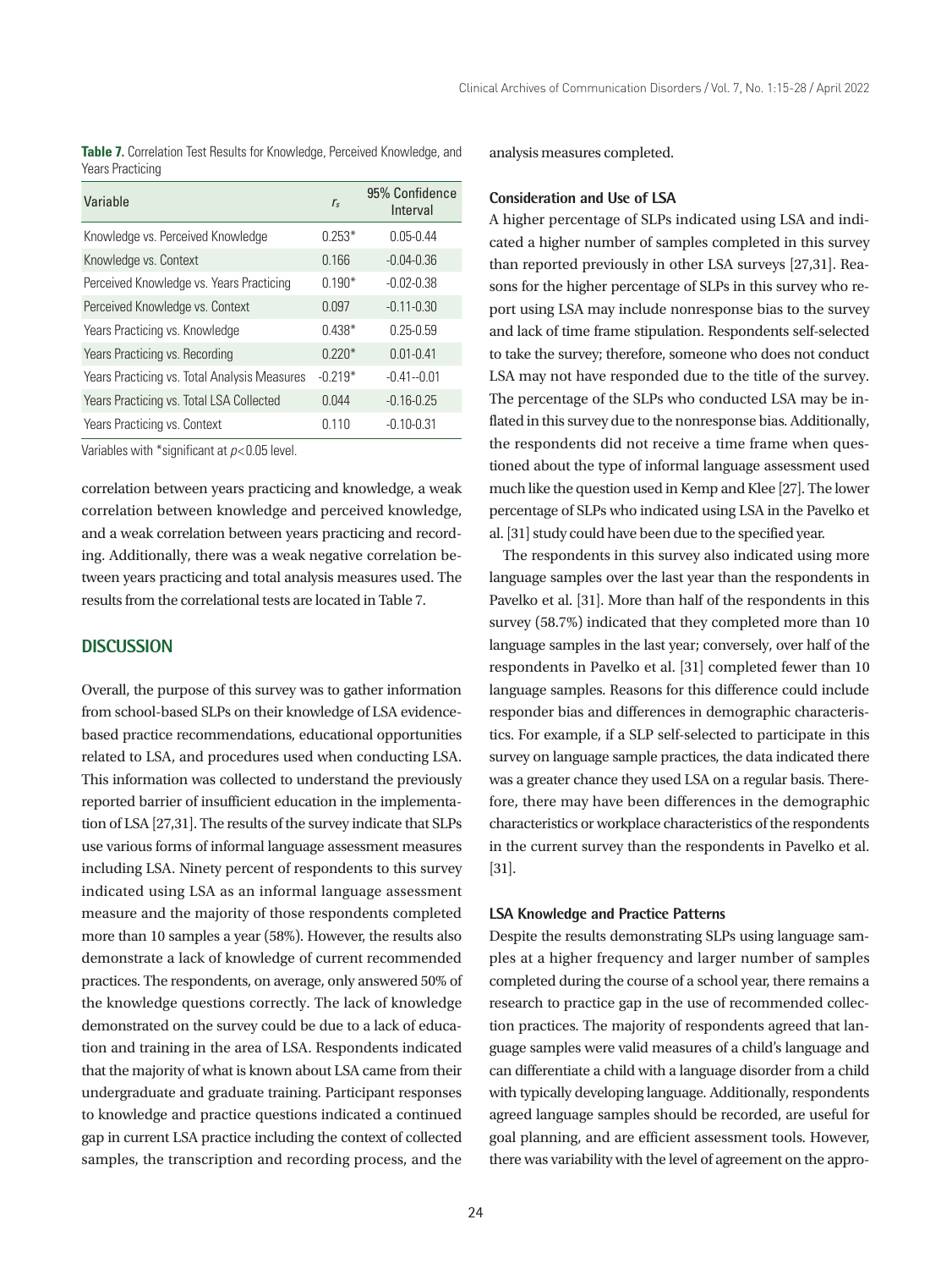**Table 7.** Correlation Test Results for Knowledge, Perceived Knowledge, and Years Practicing

| Variable | $r_s$ | 95% Confidence Interval |
|---|---|---|
| Knowledge vs. Perceived Knowledge | 0.253* | 0.05-0.44 |
| Knowledge vs. Context | 0.166 | -0.04-0.36 |
| Perceived Knowledge vs. Years Practicing | 0.190* | -0.02-0.38 |
| Perceived Knowledge vs. Context | 0.097 | -0.11-0.30 |
| Years Practicing vs. Knowledge | 0.438* | 0.25-0.59 |
| Years Practicing vs. Recording | 0.220* | 0.01-0.41 |
| Years Practicing vs. Total Analysis Measures | -0.219* | -0.41--0.01 |
| Years Practicing vs. Total LSA Collected | 0.044 | -0.16-0.25 |
| Years Practicing vs. Context | 0.110 | -0.10-0.31 |

Variables with *significant at $p<0.05$ level.

correlation between years practicing and knowledge, a weak correlation between knowledge and perceived knowledge, and a weak correlation between years practicing and recording. Additionally, there was a weak negative correlation between years practicing and total analysis measures used. The results from the correlational tests are located in Table 7.

## DISCUSSION

Overall, the purpose of this survey was to gather information from school-based SLPs on their knowledge of LSA evidence-based practice recommendations, educational opportunities related to LSA, and procedures used when conducting LSA. This information was collected to understand the previously reported barrier of insufficient education in the implementation of LSA [27,31]. The results of the survey indicate that SLPs use various forms of informal language assessment measures including LSA. Ninety percent of respondents to this survey indicated using LSA as an informal language assessment measure and the majority of those respondents completed more than 10 samples a year (58%). However, the results also demonstrate a lack of knowledge of current recommended practices. The respondents, on average, only answered 50% of the knowledge questions correctly. The lack of knowledge demonstrated on the survey could be due to a lack of education and training in the area of LSA. Respondents indicated that the majority of what is known about LSA came from their undergraduate and graduate training. Participant responses to knowledge and practice questions indicated a continued gap in current LSA practice including the context of collected samples, the transcription and recording process, and the analysis measures completed.

### Consideration and Use of LSA

A higher percentage of SLPs indicated using LSA and indicated a higher number of samples completed in this survey than reported previously in other LSA surveys [27,31]. Reasons for the higher percentage of SLPs in this survey who report using LSA may include nonresponse bias to the survey and lack of time frame stipulation. Respondents self-selected to take the survey; therefore, someone who does not conduct LSA may not have responded due to the title of the survey. The percentage of the SLPs who conducted LSA may be inflated in this survey due to the nonresponse bias. Additionally, the respondents did not receive a time frame when questioned about the type of informal language assessment used much like the question used in Kemp and Klee [27]. The lower percentage of SLPs who indicated using LSA in the Pavelko et al. [31] study could have been due to the specified year.

The respondents in this survey also indicated using more language samples over the last year than the respondents in Pavelko et al. [31]. More than half of the respondents in this survey (58.7%) indicated that they completed more than 10 language samples in the last year; conversely, over half of the respondents in Pavelko et al. [31] completed fewer than 10 language samples. Reasons for this difference could include responder bias and differences in demographic characteristics. For example, if a SLP self-selected to participate in this survey on language sample practices, the data indicated there was a greater chance they used LSA on a regular basis. Therefore, there may have been differences in the demographic characteristics or workplace characteristics of the respondents in the current survey than the respondents in Pavelko et al. [31].

### LSA Knowledge and Practice Patterns

Despite the results demonstrating SLPs using language samples at a higher frequency and larger number of samples completed during the course of a school year, there remains a research to practice gap in the use of recommended collection practices. The majority of respondents agreed that language samples were valid measures of a child's language and can differentiate a child with a language disorder from a child with typically developing language. Additionally, respondents agreed language samples should be recorded, are useful for goal planning, and are efficient assessment tools. However, there was variability with the level of agreement on the appro-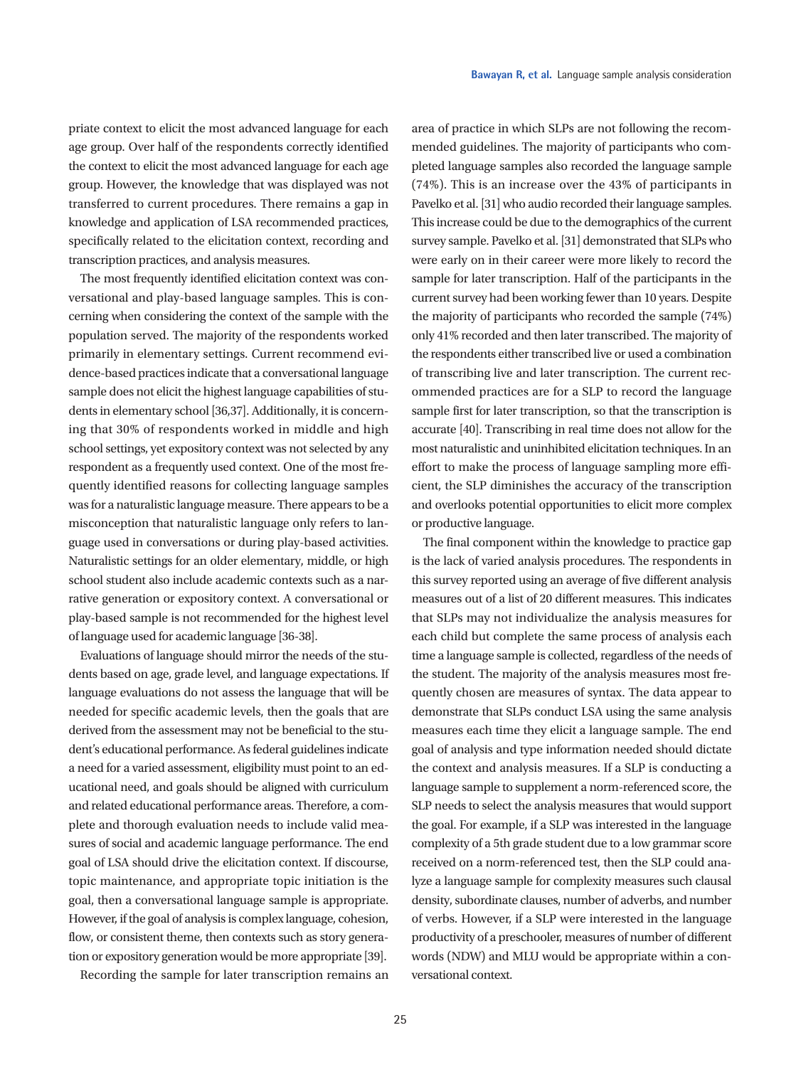priate context to elicit the most advanced language for each age group. Over half of the respondents correctly identified the context to elicit the most advanced language for each age group. However, the knowledge that was displayed was not transferred to current procedures. There remains a gap in knowledge and application of LSA recommended practices, specifically related to the elicitation context, recording and transcription practices, and analysis measures.

The most frequently identified elicitation context was conversational and play-based language samples. This is concerning when considering the context of the sample with the population served. The majority of the respondents worked primarily in elementary settings. Current recommend evidence-based practices indicate that a conversational language sample does not elicit the highest language capabilities of students in elementary school [36,37]. Additionally, it is concerning that 30% of respondents worked in middle and high school settings, yet expository context was not selected by any respondent as a frequently used context. One of the most frequently identified reasons for collecting language samples was for a naturalistic language measure. There appears to be a misconception that naturalistic language only refers to language used in conversations or during play-based activities. Naturalistic settings for an older elementary, middle, or high school student also include academic contexts such as a narrative generation or expository context. A conversational or play-based sample is not recommended for the highest level of language used for academic language [36-38].

Evaluations of language should mirror the needs of the students based on age, grade level, and language expectations. If language evaluations do not assess the language that will be needed for specific academic levels, then the goals that are derived from the assessment may not be beneficial to the student's educational performance. As federal guidelines indicate a need for a varied assessment, eligibility must point to an educational need, and goals should be aligned with curriculum and related educational performance areas. Therefore, a complete and thorough evaluation needs to include valid measures of social and academic language performance. The end goal of LSA should drive the elicitation context. If discourse, topic maintenance, and appropriate topic initiation is the goal, then a conversational language sample is appropriate. However, if the goal of analysis is complex language, cohesion, flow, or consistent theme, then contexts such as story generation or expository generation would be more appropriate [39].

Recording the sample for later transcription remains an area of practice in which SLPs are not following the recommended guidelines. The majority of participants who completed language samples also recorded the language sample (74%). This is an increase over the 43% of participants in Pavelko et al. [31] who audio recorded their language samples. This increase could be due to the demographics of the current survey sample. Pavelko et al. [31] demonstrated that SLPs who were early on in their career were more likely to record the sample for later transcription. Half of the participants in the current survey had been working fewer than 10 years. Despite the majority of participants who recorded the sample (74%) only 41% recorded and then later transcribed. The majority of the respondents either transcribed live or used a combination of transcribing live and later transcription. The current recommended practices are for a SLP to record the language sample first for later transcription, so that the transcription is accurate [40]. Transcribing in real time does not allow for the most naturalistic and uninhibited elicitation techniques. In an effort to make the process of language sampling more efficient, the SLP diminishes the accuracy of the transcription and overlooks potential opportunities to elicit more complex or productive language.

The final component within the knowledge to practice gap is the lack of varied analysis procedures. The respondents in this survey reported using an average of five different analysis measures out of a list of 20 different measures. This indicates that SLPs may not individualize the analysis measures for each child but complete the same process of analysis each time a language sample is collected, regardless of the needs of the student. The majority of the analysis measures most frequently chosen are measures of syntax. The data appear to demonstrate that SLPs conduct LSA using the same analysis measures each time they elicit a language sample. The end goal of analysis and type information needed should dictate the context and analysis measures. If a SLP is conducting a language sample to supplement a norm-referenced score, the SLP needs to select the analysis measures that would support the goal. For example, if a SLP was interested in the language complexity of a 5th grade student due to a low grammar score received on a norm-referenced test, then the SLP could analyze a language sample for complexity measures such clausal density, subordinate clauses, number of adverbs, and number of verbs. However, if a SLP were interested in the language productivity of a preschooler, measures of number of different words (NDW) and MLU would be appropriate within a conversational context.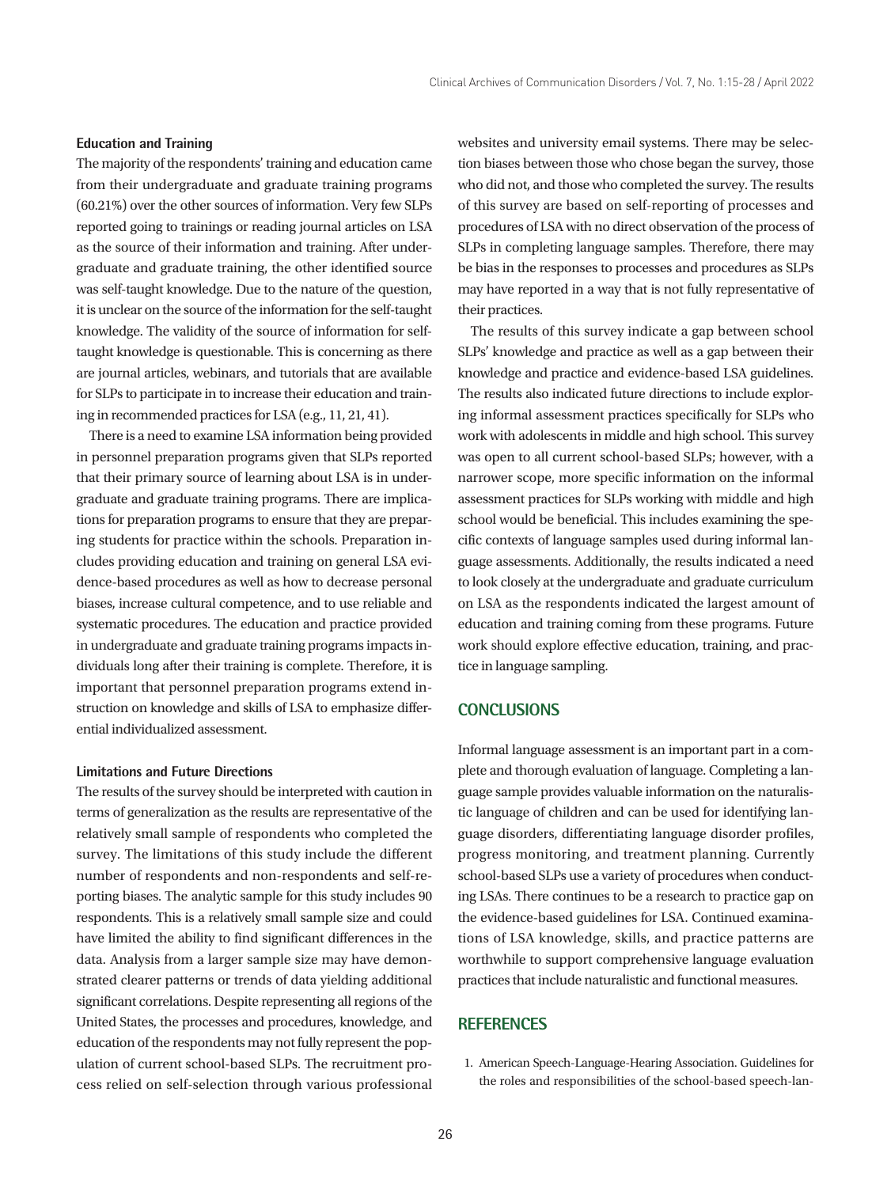### Education and Training

The majority of the respondents' training and education came from their undergraduate and graduate training programs (60.21%) over the other sources of information. Very few SLPs reported going to trainings or reading journal articles on LSA as the source of their information and training. After undergraduate and graduate training, the other identified source was self-taught knowledge. Due to the nature of the question, it is unclear on the source of the information for the self-taught knowledge. The validity of the source of information for self-taught knowledge is questionable. This is concerning as there are journal articles, webinars, and tutorials that are available for SLPs to participate in to increase their education and training in recommended practices for LSA (e.g., 11, 21, 41).

There is a need to examine LSA information being provided in personnel preparation programs given that SLPs reported that their primary source of learning about LSA is in undergraduate and graduate training programs. There are implications for preparation programs to ensure that they are preparing students for practice within the schools. Preparation includes providing education and training on general LSA evidence-based procedures as well as how to decrease personal biases, increase cultural competence, and to use reliable and systematic procedures. The education and practice provided in undergraduate and graduate training programs impacts individuals long after their training is complete. Therefore, it is important that personnel preparation programs extend instruction on knowledge and skills of LSA to emphasize differential individualized assessment.

### Limitations and Future Directions

The results of the survey should be interpreted with caution in terms of generalization as the results are representative of the relatively small sample of respondents who completed the survey. The limitations of this study include the different number of respondents and non-respondents and self-reporting biases. The analytic sample for this study includes 90 respondents. This is a relatively small sample size and could have limited the ability to find significant differences in the data. Analysis from a larger sample size may have demonstrated clearer patterns or trends of data yielding additional significant correlations. Despite representing all regions of the United States, the processes and procedures, knowledge, and education of the respondents may not fully represent the population of current school-based SLPs. The recruitment process relied on self-selection through various professional websites and university email systems. There may be selection biases between those who chose began the survey, those who did not, and those who completed the survey. The results of this survey are based on self-reporting of processes and procedures of LSA with no direct observation of the process of SLPs in completing language samples. Therefore, there may be bias in the responses to processes and procedures as SLPs may have reported in a way that is not fully representative of their practices.

The results of this survey indicate a gap between school SLPs' knowledge and practice as well as a gap between their knowledge and practice and evidence-based LSA guidelines. The results also indicated future directions to include exploring informal assessment practices specifically for SLPs who work with adolescents in middle and high school. This survey was open to all current school-based SLPs; however, with a narrower scope, more specific information on the informal assessment practices for SLPs working with middle and high school would be beneficial. This includes examining the specific contexts of language samples used during informal language assessments. Additionally, the results indicated a need to look closely at the undergraduate and graduate curriculum on LSA as the respondents indicated the largest amount of education and training coming from these programs. Future work should explore effective education, training, and practice in language sampling.

## CONCLUSIONS

Informal language assessment is an important part in a complete and thorough evaluation of language. Completing a language sample provides valuable information on the naturalistic language of children and can be used for identifying language disorders, differentiating language disorder profiles, progress monitoring, and treatment planning. Currently school-based SLPs use a variety of procedures when conducting LSAs. There continues to be a research to practice gap on the evidence-based guidelines for LSA. Continued examinations of LSA knowledge, skills, and practice patterns are worthwhile to support comprehensive language evaluation practices that include naturalistic and functional measures.

## REFERENCES

1. American Speech-Language-Hearing Association. Guidelines for the roles and responsibilities of the school-based speech-lan-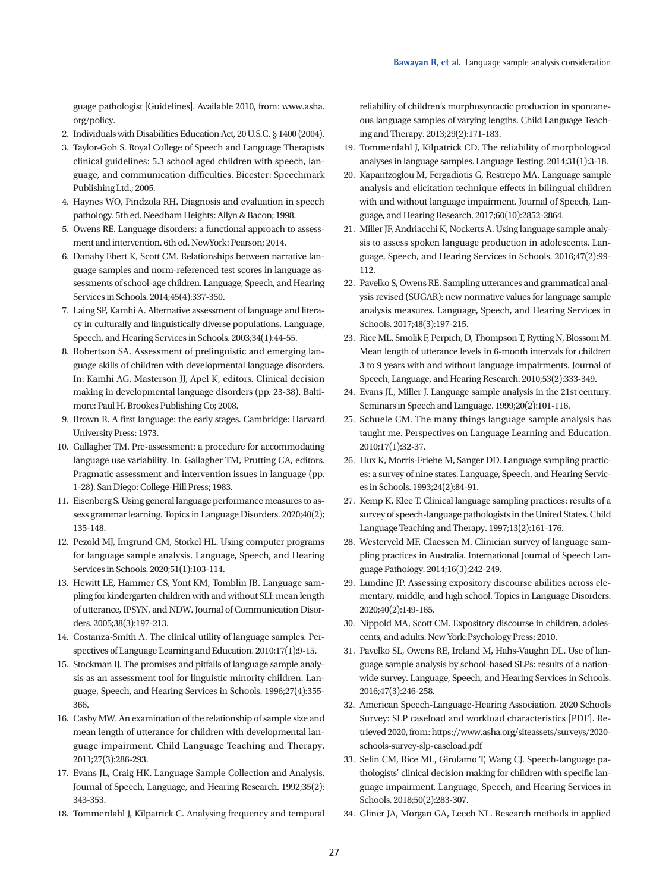guage pathologist [Guidelines]. Available 2010, from: www.asha.org/policy.

2. Individuals with Disabilities Education Act, 20 U.S.C. § 1400 (2004).
3. Taylor-Goh S. Royal College of Speech and Language Therapists clinical guidelines: 5.3 school aged children with speech, language, and communication difficulties. Bicester: Speechmark Publishing Ltd.; 2005.
4. Haynes WO, Pindzola RH. Diagnosis and evaluation in speech pathology. 5th ed. Needham Heights: Allyn & Bacon; 1998.
5. Owens RE. Language disorders: a functional approach to assessment and intervention. 6th ed. NewYork: Pearson; 2014.
6. Danahy Ebert K, Scott CM. Relationships between narrative language samples and norm-referenced test scores in language assessments of school-age children. Language, Speech, and Hearing Services in Schools. 2014;45(4):337-350.
7. Laing SP, Kamhi A. Alternative assessment of language and literacy in culturally and linguistically diverse populations. Language, Speech, and Hearing Services in Schools. 2003;34(1):44-55.
8. Robertson SA. Assessment of prelinguistic and emerging language skills of children with developmental language disorders. In: Kamhi AG, Masterson JJ, Apel K, editors. Clinical decision making in developmental language disorders (pp. 23-38). Baltimore: Paul H. Brookes Publishing Co; 2008.
9. Brown R. A first language: the early stages. Cambridge: Harvard University Press; 1973.
10. Gallagher TM. Pre-assessment: a procedure for accommodating language use variability. In. Gallagher TM, Prutting CA, editors. Pragmatic assessment and intervention issues in language (pp. 1-28). San Diego: College-Hill Press; 1983.
11. Eisenberg S. Using general language performance measures to assess grammar learning. Topics in Language Disorders. 2020;40(2); 135-148.
12. Pezold MJ, Imgrund CM, Storkel HL. Using computer programs for language sample analysis. Language, Speech, and Hearing Services in Schools. 2020;51(1):103-114.
13. Hewitt LE, Hammer CS, Yont KM, Tomblin JB. Language sampling for kindergarten children with and without SLI: mean length of utterance, IPSYN, and NDW. Journal of Communication Disorders. 2005;38(3):197-213.
14. Costanza-Smith A. The clinical utility of language samples. Perspectives of Language Learning and Education. 2010;17(1):9-15.
15. Stockman IJ. The promises and pitfalls of language sample analysis as an assessment tool for linguistic minority children. Language, Speech, and Hearing Services in Schools. 1996;27(4):355-366.
16. Casby MW. An examination of the relationship of sample size and mean length of utterance for children with developmental language impairment. Child Language Teaching and Therapy. 2011;27(3):286-293.
17. Evans JL, Craig HK. Language Sample Collection and Analysis. Journal of Speech, Language, and Hearing Research. 1992;35(2): 343-353.
18. Tommerdahl J, Kilpatrick C. Analysing frequency and temporal reliability of children's morphosyntactic production in spontaneous language samples of varying lengths. Child Language Teaching and Therapy. 2013;29(2):171-183.
19. Tommerdahl J, Kilpatrick CD. The reliability of morphological analyses in language samples. Language Testing. 2014;31(1):3-18.
20. Kapantzoglou M, Fergadiotis G, Restrepo MA. Language sample analysis and elicitation technique effects in bilingual children with and without language impairment. Journal of Speech, Language, and Hearing Research. 2017;60(10):2852-2864.
21. Miller JF, Andriacchi K, Nockerts A. Using language sample analysis to assess spoken language production in adolescents. Language, Speech, and Hearing Services in Schools. 2016;47(2):99-112.
22. Pavelko S, Owens RE. Sampling utterances and grammatical analysis revised (SUGAR): new normative values for language sample analysis measures. Language, Speech, and Hearing Services in Schools. 2017;48(3):197-215.
23. Rice ML, Smolik F, Perpich, D, Thompson T, Rytting N, Blossom M. Mean length of utterance levels in 6-month intervals for children 3 to 9 years with and without language impairments. Journal of Speech, Language, and Hearing Research. 2010;53(2):333-349.
24. Evans JL, Miller J. Language sample analysis in the 21st century. Seminars in Speech and Language. 1999;20(2):101-116.
25. Schuele CM. The many things language sample analysis has taught me. Perspectives on Language Learning and Education. 2010;17(1):32-37.
26. Hux K, Morris-Friehe M, Sanger DD. Language sampling practices: a survey of nine states. Language, Speech, and Hearing Services in Schools. 1993;24(2):84-91.
27. Kemp K, Klee T. Clinical language sampling practices: results of a survey of speech-language pathologists in the United States. Child Language Teaching and Therapy. 1997;13(2):161-176.
28. Westerveld MF, Claessen M. Clinician survey of language sampling practices in Australia. International Journal of Speech Language Pathology. 2014;16(3);242-249.
29. Lundine JP. Assessing expository discourse abilities across elementary, middle, and high school. Topics in Language Disorders. 2020;40(2):149-165.
30. Nippold MA, Scott CM. Expository discourse in children, adolescents, and adults. New York:Psychology Press; 2010.
31. Pavelko SL, Owens RE, Ireland M, Hahs-Vaughn DL. Use of language sample analysis by school-based SLPs: results of a nationwide survey. Language, Speech, and Hearing Services in Schools. 2016;47(3):246-258.
32. American Speech-Language-Hearing Association. 2020 Schools Survey: SLP caseload and workload characteristics [PDF]. Retrieved 2020, from: https://www.asha.org/siteassets/surveys/2020-schools-survey-slp-caseload.pdf
33. Selin CM, Rice ML, Girolamo T, Wang CJ. Speech-language pathologists' clinical decision making for children with specific language impairment. Language, Speech, and Hearing Services in Schools. 2018;50(2):283-307.
34. Gliner JA, Morgan GA, Leech NL. Research methods in applied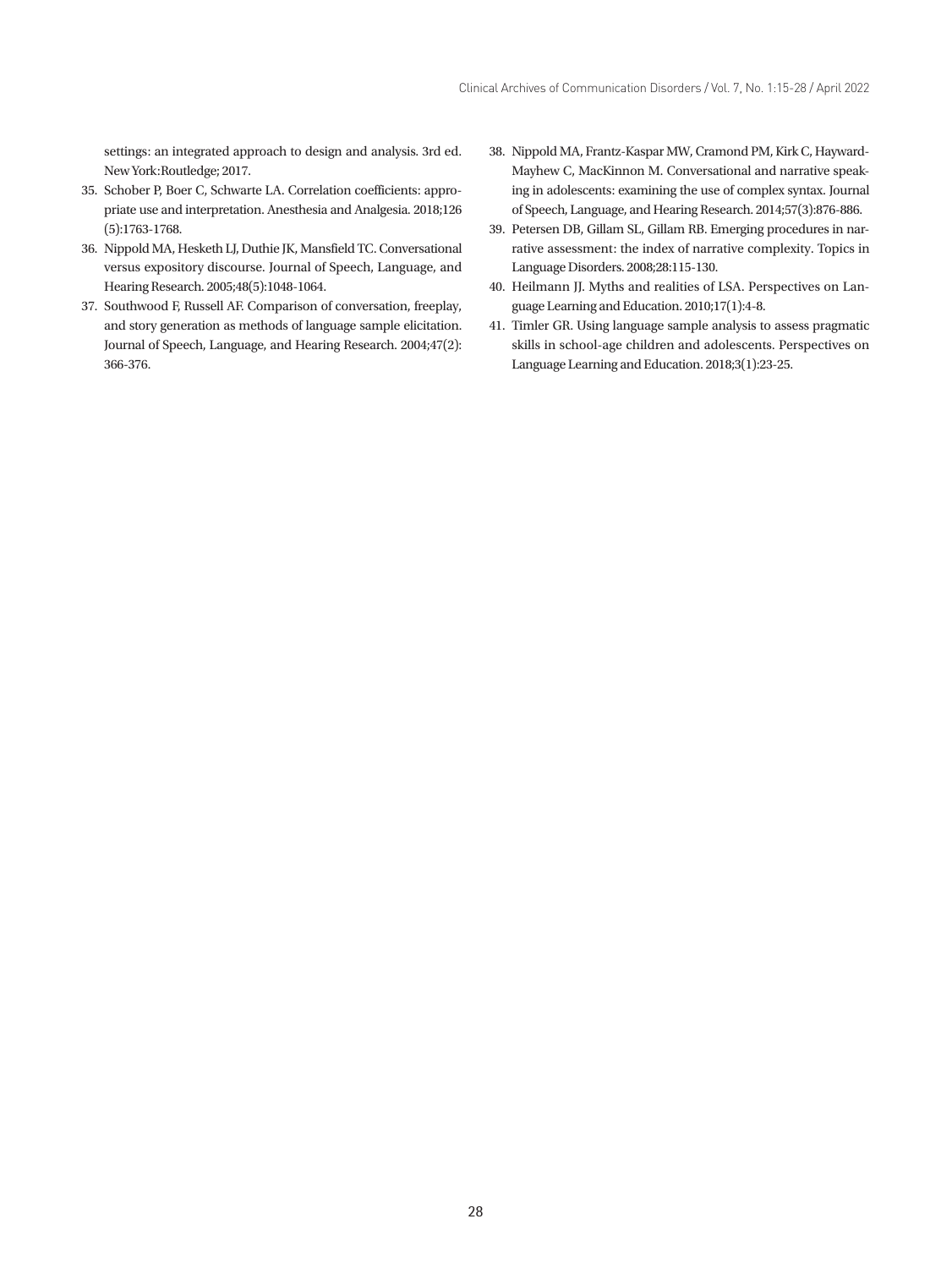settings: an integrated approach to design and analysis. 3rd ed. New York:Routledge; 2017.

35. Schober P, Boer C, Schwarte LA. Correlation coefficients: appropriate use and interpretation. Anesthesia and Analgesia. 2018;126 (5):1763-1768.
36. Nippold MA, Hesketh LJ, Duthie JK, Mansfield TC. Conversational versus expository discourse. Journal of Speech, Language, and Hearing Research. 2005;48(5):1048-1064.
37. Southwood F, Russell AF. Comparison of conversation, freeplay, and story generation as methods of language sample elicitation. Journal of Speech, Language, and Hearing Research. 2004;47(2): 366-376.
38. Nippold MA, Frantz-Kaspar MW, Cramond PM, Kirk C, Hayward-Mayhew C, MacKinnon M. Conversational and narrative speaking in adolescents: examining the use of complex syntax. Journal of Speech, Language, and Hearing Research. 2014;57(3):876-886.
39. Petersen DB, Gillam SL, Gillam RB. Emerging procedures in narrative assessment: the index of narrative complexity. Topics in Language Disorders. 2008;28:115-130.
40. Heilmann JJ. Myths and realities of LSA. Perspectives on Language Learning and Education. 2010;17(1):4-8.
41. Timler GR. Using language sample analysis to assess pragmatic skills in school-age children and adolescents. Perspectives on Language Learning and Education. 2018;3(1):23-25.